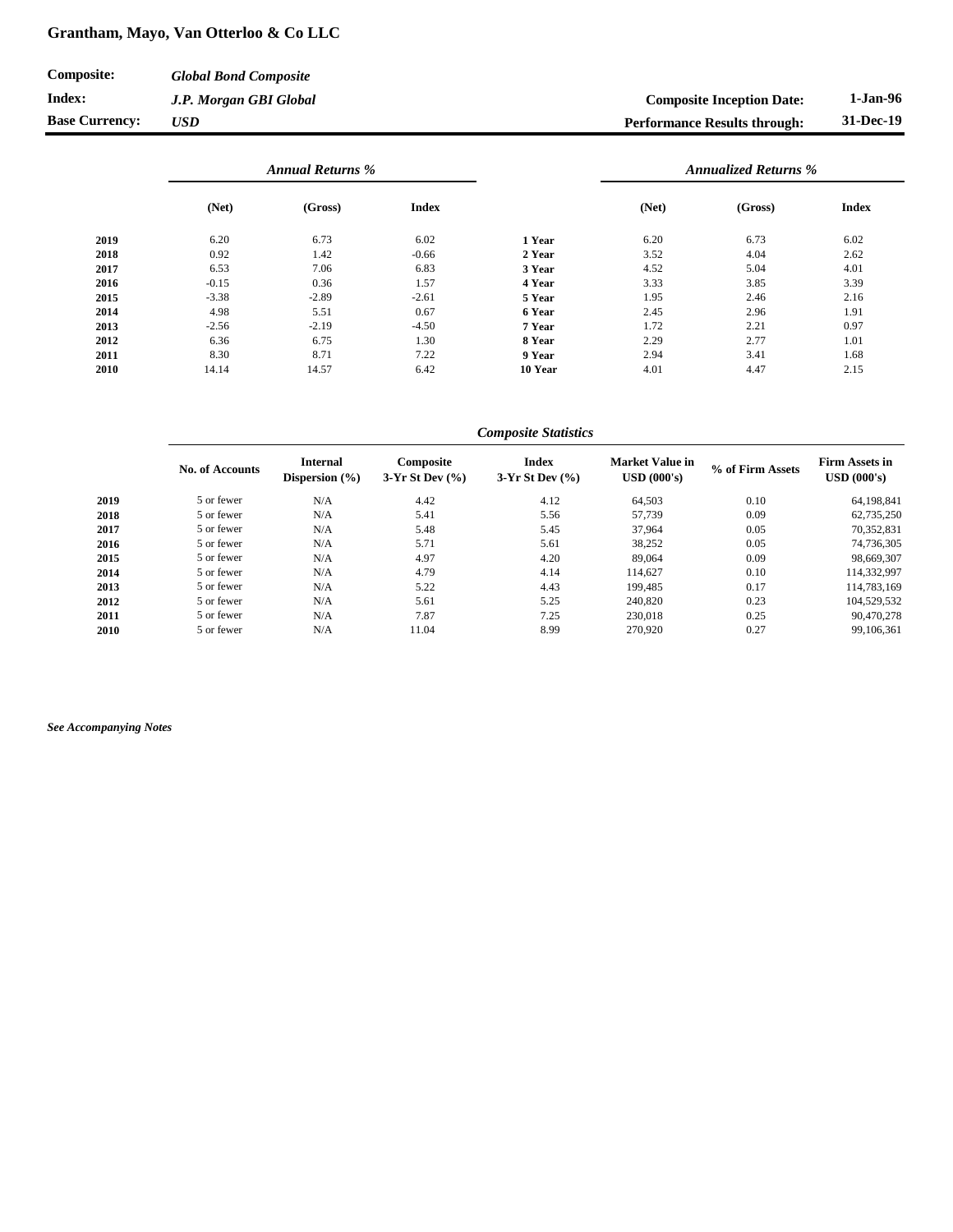**Grantham, Mayo, Van Otterloo & Co LLC**

| | | | |
|---|---|---|---|
| **Composite:** | ***Global Bond Composite*** | | |
| **Index:** | ***J.P. Morgan GBI Global*** | **Composite Inception Date:** | **1-Jan-96** |
| **Base Currency:** | ***USD*** | **Performance Results through:** | **31-Dec-19** |

| | *Annual Returns %* | | | | *Annualized Returns %* | | |
|---|---|---|---|---|---|---|---|
| | **(Net)** | **(Gross)** | **Index** | | **(Net)** | **(Gross)** | **Index** |
| **2019** | 6.20 | 6.73 | 6.02 | **1 Year** | 6.20 | 6.73 | 6.02 |
| **2018** | 0.92 | 1.42 | -0.66 | **2 Year** | 3.52 | 4.04 | 2.62 |
| **2017** | 6.53 | 7.06 | 6.83 | **3 Year** | 4.52 | 5.04 | 4.01 |
| **2016** | -0.15 | 0.36 | 1.57 | **4 Year** | 3.33 | 3.85 | 3.39 |
| **2015** | -3.38 | -2.89 | -2.61 | **5 Year** | 1.95 | 2.46 | 2.16 |
| **2014** | 4.98 | 5.51 | 0.67 | **6 Year** | 2.45 | 2.96 | 1.91 |
| **2013** | -2.56 | -2.19 | -4.50 | **7 Year** | 1.72 | 2.21 | 0.97 |
| **2012** | 6.36 | 6.75 | 1.30 | **8 Year** | 2.29 | 2.77 | 1.01 |
| **2011** | 8.30 | 8.71 | 7.22 | **9 Year** | 2.94 | 3.41 | 1.68 |
| **2010** | 14.14 | 14.57 | 6.42 | **10 Year** | 4.01 | 4.47 | 2.15 |

*Composite Statistics*

| | **No. of Accounts** | **Internal Dispersion (%)** | **Composite 3-Yr St Dev (%)** | **Index 3-Yr St Dev (%)** | **Market Value in USD (000's)** | **% of Firm Assets** | **Firm Assets in USD (000's)** |
|---|---|---|---|---|---|---|---|
| **2019** | 5 or fewer | N/A | 4.42 | 4.12 | 64,503 | 0.10 | 64,198,841 |
| **2018** | 5 or fewer | N/A | 5.41 | 5.56 | 57,739 | 0.09 | 62,735,250 |
| **2017** | 5 or fewer | N/A | 5.48 | 5.45 | 37,964 | 0.05 | 70,352,831 |
| **2016** | 5 or fewer | N/A | 5.71 | 5.61 | 38,252 | 0.05 | 74,736,305 |
| **2015** | 5 or fewer | N/A | 4.97 | 4.20 | 89,064 | 0.09 | 98,669,307 |
| **2014** | 5 or fewer | N/A | 4.79 | 4.14 | 114,627 | 0.10 | 114,332,997 |
| **2013** | 5 or fewer | N/A | 5.22 | 4.43 | 199,485 | 0.17 | 114,783,169 |
| **2012** | 5 or fewer | N/A | 5.61 | 5.25 | 240,820 | 0.23 | 104,529,532 |
| **2011** | 5 or fewer | N/A | 7.87 | 7.25 | 230,018 | 0.25 | 90,470,278 |
| **2010** | 5 or fewer | N/A | 11.04 | 8.99 | 270,920 | 0.27 | 99,106,361 |

***See Accompanying Notes***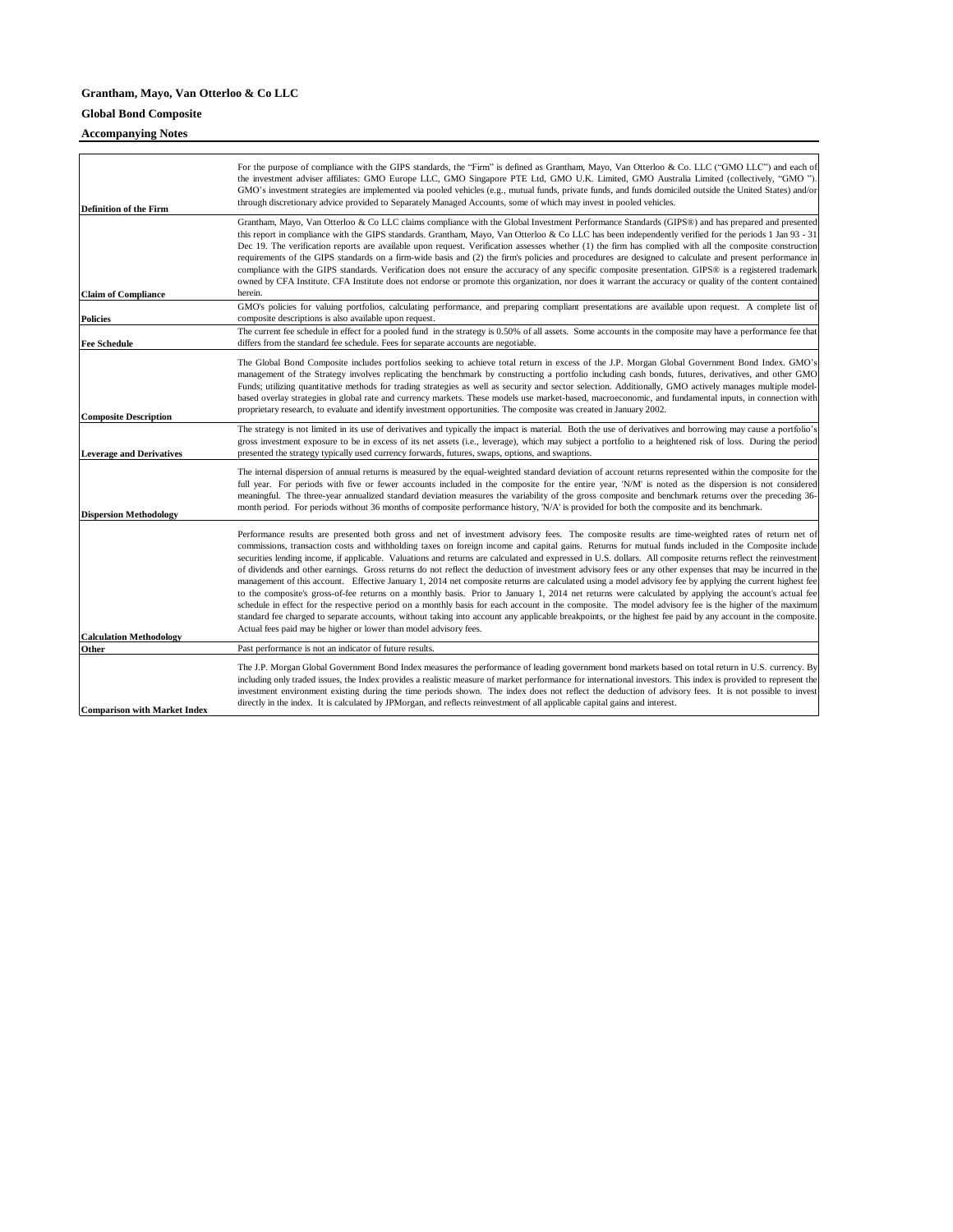**Grantham, Mayo, Van Otterloo & Co LLC**

**Global Bond Composite**

**Accompanying Notes**

| | |
|---|---|
| **Definition of the Firm** | For the purpose of compliance with the GIPS standards, the "Firm" is defined as Grantham, Mayo, Van Otterloo & Co. LLC ("GMO LLC") and each of the investment adviser affiliates: GMO Europe LLC, GMO Singapore PTE Ltd, GMO U.K. Limited, GMO Australia Limited (collectively, "GMO "). GMO's investment strategies are implemented via pooled vehicles (e.g., mutual funds, private funds, and funds domiciled outside the United States) and/or through discretionary advice provided to Separately Managed Accounts, some of which may invest in pooled vehicles. |
| **Claim of Compliance** | Grantham, Mayo, Van Otterloo & Co LLC claims compliance with the Global Investment Performance Standards (GIPS®) and has prepared and presented this report in compliance with the GIPS standards. Grantham, Mayo, Van Otterloo & Co LLC has been independently verified for the periods 1 Jan 93 - 31 Dec 19. The verification reports are available upon request. Verification assesses whether (1) the firm has complied with all the composite construction requirements of the GIPS standards on a firm-wide basis and (2) the firm's policies and procedures are designed to calculate and present performance in compliance with the GIPS standards. Verification does not ensure the accuracy of any specific composite presentation. GIPS® is a registered trademark owned by CFA Institute. CFA Institute does not endorse or promote this organization, nor does it warrant the accuracy or quality of the content contained herein. |
| **Policies** | GMO's policies for valuing portfolios, calculating performance, and preparing compliant presentations are available upon request. A complete list of composite descriptions is also available upon request. |
| **Fee Schedule** | The current fee schedule in effect for a pooled fund in the strategy is 0.50% of all assets. Some accounts in the composite may have a performance fee that differs from the standard fee schedule. Fees for separate accounts are negotiable. |
| **Composite Description** | The Global Bond Composite includes portfolios seeking to achieve total return in excess of the J.P. Morgan Global Government Bond Index. GMO's management of the Strategy involves replicating the benchmark by constructing a portfolio including cash bonds, futures, derivatives, and other GMO Funds; utilizing quantitative methods for trading strategies as well as security and sector selection. Additionally, GMO actively manages multiple model-based overlay strategies in global rate and currency markets. These models use market-based, macroeconomic, and fundamental inputs, in connection with proprietary research, to evaluate and identify investment opportunities. The composite was created in January 2002. |
| **Leverage and Derivatives** | The strategy is not limited in its use of derivatives and typically the impact is material. Both the use of derivatives and borrowing may cause a portfolio's gross investment exposure to be in excess of its net assets (i.e., leverage), which may subject a portfolio to a heightened risk of loss. During the period presented the strategy typically used currency forwards, futures, swaps, options, and swaptions. |
| **Dispersion Methodology** | The internal dispersion of annual returns is measured by the equal-weighted standard deviation of account returns represented within the composite for the full year. For periods with five or fewer accounts included in the composite for the entire year, 'N/M' is noted as the dispersion is not considered meaningful. The three-year annualized standard deviation measures the variability of the gross composite and benchmark returns over the preceding 36-month period. For periods without 36 months of composite performance history, 'N/A' is provided for both the composite and its benchmark. |
| **Calculation Methodology** | Performance results are presented both gross and net of investment advisory fees. The composite results are time-weighted rates of return net of commissions, transaction costs and withholding taxes on foreign income and capital gains. Returns for mutual funds included in the Composite include securities lending income, if applicable. Valuations and returns are calculated and expressed in U.S. dollars. All composite returns reflect the reinvestment of dividends and other earnings. Gross returns do not reflect the deduction of investment advisory fees or any other expenses that may be incurred in the management of this account. Effective January 1, 2014 net composite returns are calculated using a model advisory fee by applying the current highest fee to the composite's gross-of-fee returns on a monthly basis. Prior to January 1, 2014 net returns were calculated by applying the account's actual fee schedule in effect for the respective period on a monthly basis for each account in the composite. The model advisory fee is the higher of the maximum standard fee charged to separate accounts, without taking into account any applicable breakpoints, or the highest fee paid by any account in the composite. Actual fees paid may be higher or lower than model advisory fees. |
| **Other** | Past performance is not an indicator of future results. |
| **Comparison with Market Index** | The J.P. Morgan Global Government Bond Index measures the performance of leading government bond markets based on total return in U.S. currency. By including only traded issues, the Index provides a realistic measure of market performance for international investors. This index is provided to represent the investment environment existing during the time periods shown. The index does not reflect the deduction of advisory fees. It is not possible to invest directly in the index. It is calculated by JPMorgan, and reflects reinvestment of all applicable capital gains and interest. |